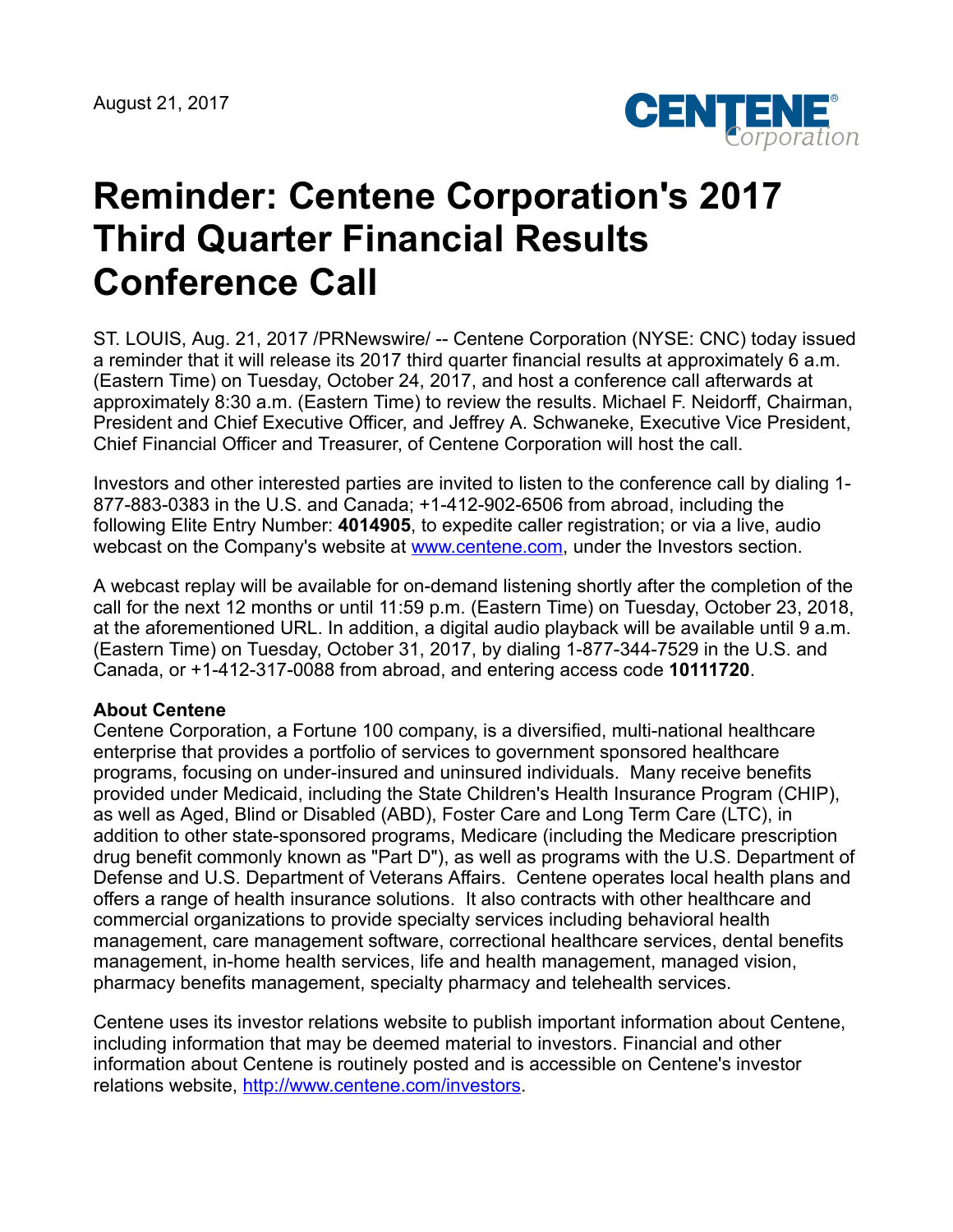August 21, 2017

# Reminder: Centene Corporation's 2017 Third Quarter Financial Results Conference Call

ST. LOUIS, Aug. 21, 2017 /PRNewswire/ -- Centene Corporation (NYSE: CNC) today issued a reminder that it will release its 2017 third quarter financial results at approximately 6 a.m. (Eastern Time) on Tuesday, October 24, 2017, and host a conference call afterwards at approximately 8:30 a.m. (Eastern Time) to review the results. Michael F. Neidorff, Chairman, President and Chief Executive Officer, and Jeffrey A. Schwaneke, Executive Vice President, Chief Financial Officer and Treasurer, of Centene Corporation will host the call.

Investors and other interested parties are invited to listen to the conference call by dialing 1-877-883-0383 in the U.S. and Canada; +1-412-902-6506 from abroad, including the following Elite Entry Number: **4014905**, to expedite caller registration; or via a live, audio webcast on the Company's website at www.centene.com, under the Investors section.

A webcast replay will be available for on-demand listening shortly after the completion of the call for the next 12 months or until 11:59 p.m. (Eastern Time) on Tuesday, October 23, 2018, at the aforementioned URL. In addition, a digital audio playback will be available until 9 a.m. (Eastern Time) on Tuesday, October 31, 2017, by dialing 1-877-344-7529 in the U.S. and Canada, or +1-412-317-0088 from abroad, and entering access code **10111720**.

**About Centene**

Centene Corporation, a Fortune 100 company, is a diversified, multi-national healthcare enterprise that provides a portfolio of services to government sponsored healthcare programs, focusing on under-insured and uninsured individuals. Many receive benefits provided under Medicaid, including the State Children's Health Insurance Program (CHIP), as well as Aged, Blind or Disabled (ABD), Foster Care and Long Term Care (LTC), in addition to other state-sponsored programs, Medicare (including the Medicare prescription drug benefit commonly known as "Part D"), as well as programs with the U.S. Department of Defense and U.S. Department of Veterans Affairs. Centene operates local health plans and offers a range of health insurance solutions. It also contracts with other healthcare and commercial organizations to provide specialty services including behavioral health management, care management software, correctional healthcare services, dental benefits management, in-home health services, life and health management, managed vision, pharmacy benefits management, specialty pharmacy and telehealth services.

Centene uses its investor relations website to publish important information about Centene, including information that may be deemed material to investors. Financial and other information about Centene is routinely posted and is accessible on Centene's investor relations website, http://www.centene.com/investors.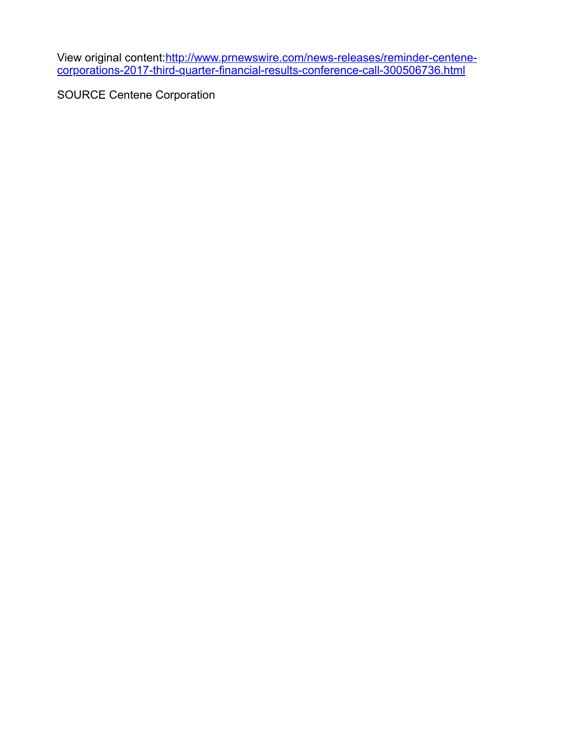View original content:[http://www.prnewswire.com/news-releases/reminder-centene-corporations-2017-third-quarter-financial-results-conference-call-300506736.html](http://www.prnewswire.com/news-releases/reminder-centene-corporations-2017-third-quarter-financial-results-conference-call-300506736.html)

SOURCE Centene Corporation